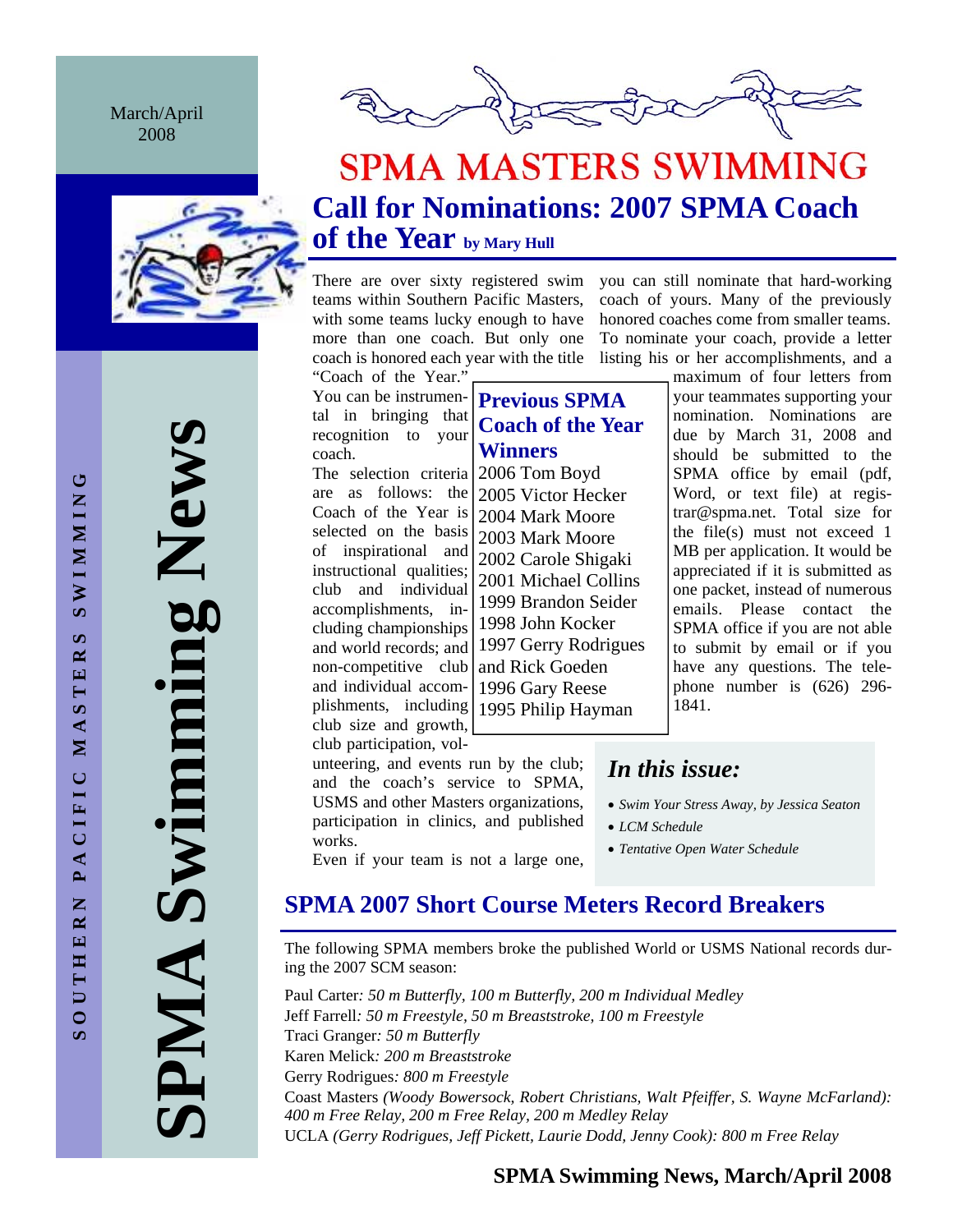March/April 2008

SOUTHERN PACIFIC MASTERS SWIMMING

# SPMA Swimming News

# SPMA MASTERS SWIMMING

## Call for Nominations: 2007 SPMA Coach of the Year by Mary Hull

There are over sixty registered swim teams within Southern Pacific Masters, with some teams lucky enough to have more than one coach. But only one coach is honored each year with the title "Coach of the Year." You can be instrumental in bringing that recognition to your coach.

The selection criteria are as follows: the Coach of the Year is selected on the basis of inspirational and instructional qualities; club and individual accomplishments, including championships and world records; and non-competitive club and individual accomplishments, including club size and growth, club participation, volunteering, and events run by the club; and the coach's service to SPMA, USMS and other Masters organizations, participation in clinics, and published works.

Even if your team is not a large one, you can still nominate that hard-working coach of yours. Many of the previously honored coaches come from smaller teams. To nominate your coach, provide a letter listing his or her accomplishments, and a maximum of four letters from your teammates supporting your nomination. Nominations are due by March 31, 2008 and should be submitted to the SPMA office by email (pdf, Word, or text file) at registrar@spma.net. Total size for the file(s) must not exceed 1 MB per application. It would be appreciated if it is submitted as one packet, instead of numerous emails. Please contact the SPMA office if you are not able to submit by email or if you have any questions. The telephone number is (626) 296-1841.

**Previous SPMA Coach of the Year Winners**

- 2006 Tom Boyd
- 2005 Victor Hecker
- 2004 Mark Moore
- 2003 Mark Moore
- 2002 Carole Shigaki
- 2001 Michael Collins
- 1999 Brandon Seider
- 1998 John Kocker
- 1997 Gerry Rodrigues and Rick Goeden
- 1996 Gary Reese
- 1995 Philip Hayman

### *In this issue:*

- *Swim Your Stress Away, by Jessica Seaton*
- *LCM Schedule*
- *Tentative Open Water Schedule*

## SPMA 2007 Short Course Meters Record Breakers

The following SPMA members broke the published World or USMS National records during the 2007 SCM season:

Paul Carter*: 50 m Butterfly, 100 m Butterfly, 200 m Individual Medley*
Jeff Farrell*: 50 m Freestyle, 50 m Breaststroke, 100 m Freestyle*
Traci Granger*: 50 m Butterfly*
Karen Melick*: 200 m Breaststroke*
Gerry Rodrigues*: 800 m Freestyle*
Coast Masters *(Woody Bowersock, Robert Christians, Walt Pfeiffer, S. Wayne McFarland): 400 m Free Relay, 200 m Free Relay, 200 m Medley Relay*
UCLA *(Gerry Rodrigues, Jeff Pickett, Laurie Dodd, Jenny Cook): 800 m Free Relay*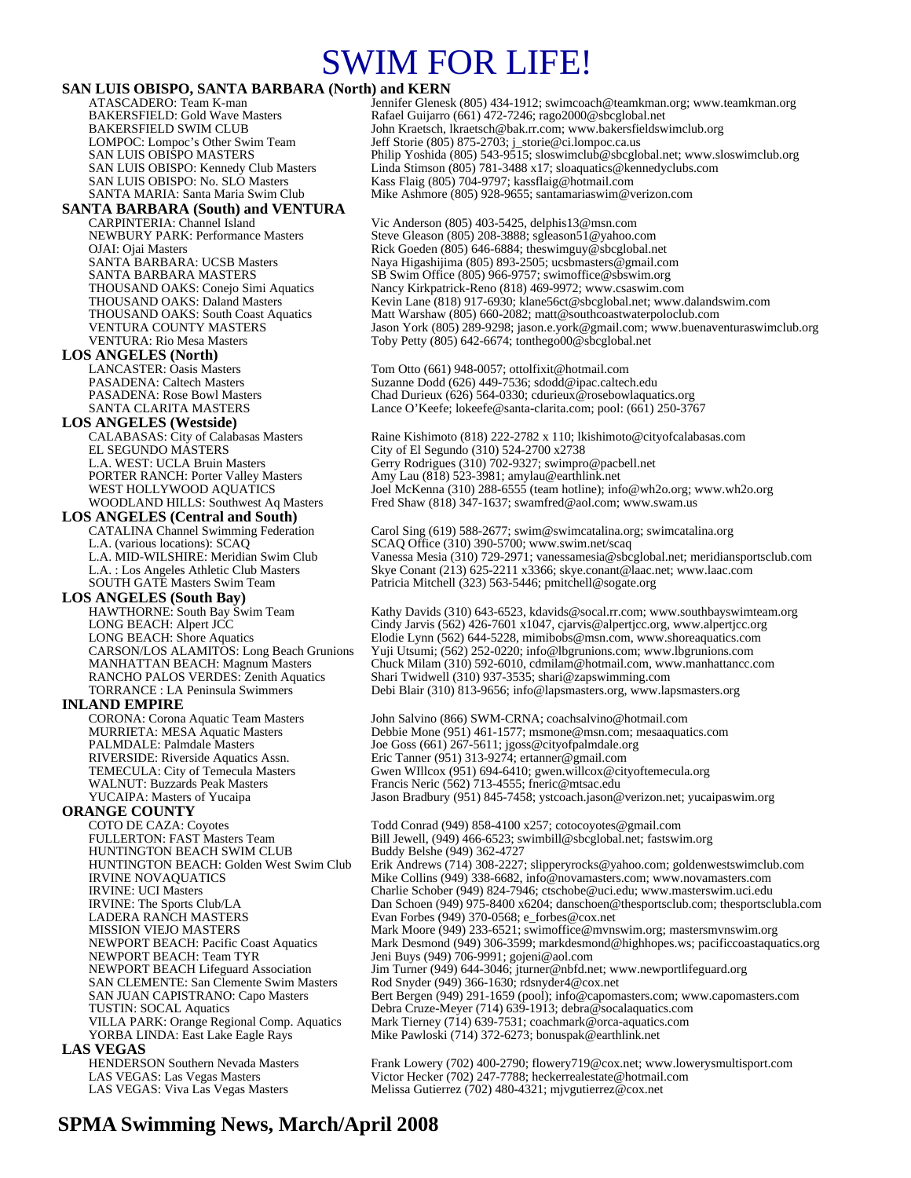# SWIM FOR LIFE!

## SAN LUIS OBISPO, SANTA BARBARA (North) and KERN

| | |
|---|---|
| ATASCADERO: Team K-man | Jennifer Glenesk (805) 434-1912; swimcoach@teamkman.org; www.teamkman.org |
| BAKERSFIELD: Gold Wave Masters | Rafael Guijarro (661) 472-7246; rago2000@sbcglobal.net |
| BAKERSFIELD SWIM CLUB | John Kraetsch, lkraetsch@bak.rr.com; www.bakersfieldswimclub.org |
| LOMPOC: Lompoc's Other Swim Team | Jeff Storie (805) 875-2703; j_storie@ci.lompoc.ca.us |
| SAN LUIS OBISPO MASTERS | Philip Yoshida (805) 543-9515; sloswimclub@sbcglobal.net; www.sloswimclub.org |
| SAN LUIS OBISPO: Kennedy Club Masters | Linda Stimson (805) 781-3488 x17; sloaquatics@kennedyclubs.com |
| SAN LUIS OBISPO: No. SLO Masters | Kass Flaig (805) 704-9797; kassflaig@hotmail.com |
| SANTA MARIA: Santa Maria Swim Club | Mike Ashmore (805) 928-9655; santamariaswim@verizon.com |

## SANTA BARBARA (South) and VENTURA

| | |
|---|---|
| CARPINTERIA: Channel Island | Vic Anderson (805) 403-5425, delphis13@msn.com |
| NEWBURY PARK: Performance Masters | Steve Gleason (805) 208-3888; sgleason51@yahoo.com |
| OJAI: Ojai Masters | Rick Goeden (805) 646-6884; theswimguy@sbcglobal.net |
| SANTA BARBARA: UCSB Masters | Naya Higashijima (805) 893-2505; ucsbmasters@gmail.com |
| SANTA BARBARA MASTERS | SB Swim Office (805) 966-9757; swimoffice@sbswim.org |
| THOUSAND OAKS: Conejo Simi Aquatics | Nancy Kirkpatrick-Reno (818) 469-9972; www.csaswim.com |
| THOUSAND OAKS: Daland Masters | Kevin Lane (818) 917-6930; klane56ct@sbcglobal.net; www.dalandswim.com |
| THOUSAND OAKS: South Coast Aquatics | Matt Warshaw (805) 660-2082; matt@southcoastwaterpoloclub.com |
| VENTURA COUNTY MASTERS | Jason York (805) 289-9298; jason.e.york@gmail.com; www.buenaventuraswimclub.org |
| VENTURA: Rio Mesa Masters | Toby Petty (805) 642-6674; tonthego00@sbcglobal.net |

## LOS ANGELES (North)

| | |
|---|---|
| LANCASTER: Oasis Masters | Tom Otto (661) 948-0057; ottolfixit@hotmail.com |
| PASADENA: Caltech Masters | Suzanne Dodd (626) 449-7536; sdodd@ipac.caltech.edu |
| PASADENA: Rose Bowl Masters | Chad Durieux (626) 564-0330; cdurieux@rosebowlaquatics.org |
| SANTA CLARITA MASTERS | Lance O'Keefe; lokeefe@santa-clarita.com; pool: (661) 250-3767 |

## LOS ANGELES (Westside)

| | |
|---|---|
| CALABASAS: City of Calabasas Masters | Raine Kishimoto (818) 222-2782 x 110; lkishimoto@cityofcalabasas.com |
| EL SEGUNDO MASTERS | City of El Segundo (310) 524-2700 x2738 |
| L.A. WEST: UCLA Bruin Masters | Gerry Rodrigues (310) 702-9327; swimpro@pacbell.net |
| PORTER RANCH: Porter Valley Masters | Amy Lau (818) 523-3981; amylau@earthlink.net |
| WEST HOLLYWOOD AQUATICS | Joel McKenna (310) 288-6555 (team hotline); info@wh2o.org; www.wh2o.org |
| WOODLAND HILLS: Southwest Aq Masters | Fred Shaw (818) 347-1637; swamfred@aol.com; www.swam.us |

## LOS ANGELES (Central and South)

| | |
|---|---|
| CATALINA Channel Swimming Federation | Carol Sing (619) 588-2677; swim@swimcatalina.org; swimcatalina.org |
| L.A. (various locations): SCAQ | SCAQ Office (310) 390-5700; www.swim.net/scaq |
| L.A. MID-WILSHIRE: Meridian Swim Club | Vanessa Mesia (310) 729-2971; vanessamesia@sbcglobal.net; meridiansportsclub.com |
| L.A. : Los Angeles Athletic Club Masters | Skye Conant (213) 625-2211 x3366; skye.conant@laac.net; www.laac.com |
| SOUTH GATE Masters Swim Team | Patricia Mitchell (323) 563-5446; pmitchell@sogate.org |

## LOS ANGELES (South Bay)

| | |
|---|---|
| HAWTHORNE: South Bay Swim Team | Kathy Davids (310) 643-6523, kdavids@socal.rr.com; www.southbayswimteam.org |
| LONG BEACH: Alpert JCC | Cindy Jarvis (562) 426-7601 x1047, cjarvis@alpertjcc.org, www.alpertjcc.org |
| LONG BEACH: Shore Aquatics | Elodie Lynn (562) 644-5228, mimibobs@msn.com, www.shoreaquatics.com |
| CARSON/LOS ALAMITOS: Long Beach Grunions | Yuji Utsumi; (562) 252-0220; info@lbgrunions.com; www.lbgrunions.com |
| MANHATTAN BEACH: Magnum Masters | Chuck Milam (310) 592-6010, cdmilam@hotmail.com, www.manhattancc.com |
| RANCHO PALOS VERDES: Zenith Aquatics | Shari Twidwell (310) 937-3535; shari@zapswimming.com |
| TORRANCE : LA Peninsula Swimmers | Debi Blair (310) 813-9656; info@lapsmasters.org, www.lapsmasters.org |

## INLAND EMPIRE

| | |
|---|---|
| CORONA: Corona Aquatic Team Masters | John Salvino (866) SWM-CRNA; coachsalvino@hotmail.com |
| MURRIETA: MESA Aquatic Masters | Debbie Mone (951) 461-1577; msmone@msn.com; mesaaquatics.com |
| PALMDALE: Palmdale Masters | Joe Goss (661) 267-5611; jgoss@cityofpalmdale.org |
| RIVERSIDE: Riverside Aquatics Assn. | Eric Tanner (951) 313-9274; ertanner@gmail.com |
| TEMECULA: City of Temecula Masters | Gwen WIllcox (951) 694-6410; gwen.willcox@cityoftemecula.org |
| WALNUT: Buzzards Peak Masters | Francis Neric (562) 713-4555; fneric@mtsac.edu |
| YUCAIPA: Masters of Yucaipa | Jason Bradbury (951) 845-7458; ystcoach.jason@verizon.net; yucaipaswim.org |

## ORANGE COUNTY

| | |
|---|---|
| COTO DE CAZA: Coyotes | Todd Conrad (949) 858-4100 x257; cotocoyotes@gmail.com |
| FULLERTON: FAST Masters Team | Bill Jewell, (949) 466-6523; swimbill@sbcglobal.net; fastswim.org |
| HUNTINGTON BEACH SWIM CLUB | Buddy Belshe (949) 362-4727 |
| HUNTINGTON BEACH: Golden West Swim Club | Erik Andrews (714) 308-2227; slipperyrocks@yahoo.com; goldenwestswimclub.com |
| IRVINE NOVAQUATICS | Mike Collins (949) 338-6682, info@novamasters.com; www.novamasters.com |
| IRVINE: UCI Masters | Charlie Schober (949) 824-7946; ctschobe@uci.edu; www.masterswim.uci.edu |
| IRVINE: The Sports Club/LA | Dan Schoen (949) 975-8400 x6204; danschoen@thesportsclub.com; thesportsclubla.com |
| LADERA RANCH MASTERS | Evan Forbes (949) 370-0568; e_forbes@cox.net |
| MISSION VIEJO MASTERS | Mark Moore (949) 233-6521; swimoffice@mvnswim.org; mastersmvnswim.org |
| NEWPORT BEACH: Pacific Coast Aquatics | Mark Desmond (949) 306-3599; markdesmond@highhopes.ws; pacificcoastaquatics.org |
| NEWPORT BEACH: Team TYR | Jeni Buys (949) 706-9991; gojeni@aol.com |
| NEWPORT BEACH Lifeguard Association | Jim Turner (949) 644-3046; jturner@nbfd.net; www.newportlifeguard.org |
| SAN CLEMENTE: San Clemente Swim Masters | Rod Snyder (949) 366-1630; rdsnyder4@cox.net |
| SAN JUAN CAPISTRANO: Capo Masters | Bert Bergen (949) 291-1659 (pool); info@capomasters.com; www.capomasters.com |
| TUSTIN: SOCAL Aquatics | Debra Cruze-Meyer (714) 639-1913; debra@socalaquatics.com |
| VILLA PARK: Orange Regional Comp. Aquatics | Mark Tierney (714) 639-7531; coachmark@orca-aquatics.com |
| YORBA LINDA: East Lake Eagle Rays | Mike Pawloski (714) 372-6273; bonuspak@earthlink.net |

## LAS VEGAS

| | |
|---|---|
| HENDERSON Southern Nevada Masters | Frank Lowery (702) 400-2790; flowery719@cox.net; www.lowerysmultisport.com |
| LAS VEGAS: Las Vegas Masters | Victor Hecker (702) 247-7788; heckerrealestate@hotmail.com |
| LAS VEGAS: Viva Las Vegas Masters | Melissa Gutierrez (702) 480-4321; mjvgutierrez@cox.net |

**SPMA Swimming News, March/April 2008**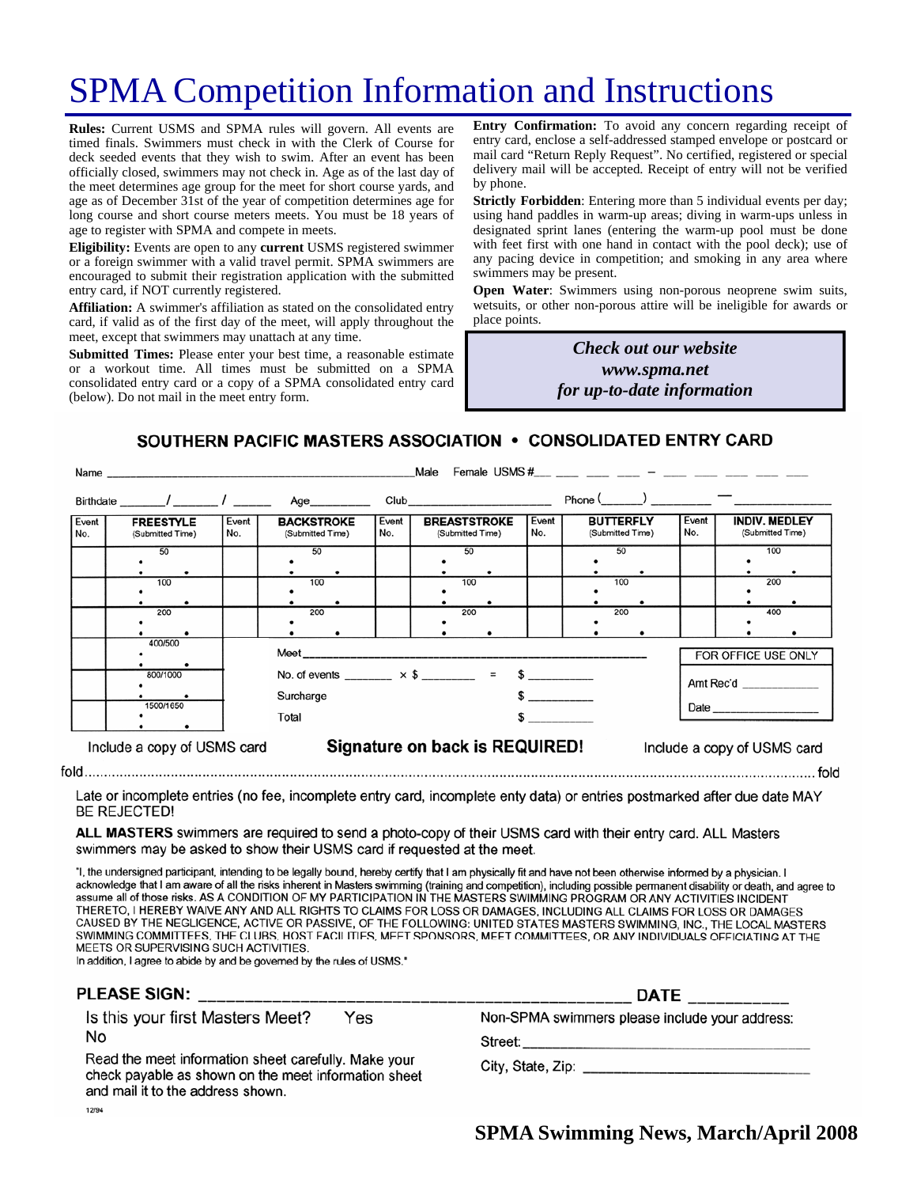# SPMA Competition Information and Instructions

**Rules:** Current USMS and SPMA rules will govern. All events are timed finals. Swimmers must check in with the Clerk of Course for deck seeded events that they wish to swim. After an event has been officially closed, swimmers may not check in. Age as of the last day of the meet determines age group for the meet for short course yards, and age as of December 31st of the year of competition determines age for long course and short course meters meets. You must be 18 years of age to register with SPMA and compete in meets.

**Eligibility:** Events are open to any **current** USMS registered swimmer or a foreign swimmer with a valid travel permit. SPMA swimmers are encouraged to submit their registration application with the submitted entry card, if NOT currently registered.

**Affiliation:** A swimmer's affiliation as stated on the consolidated entry card, if valid as of the first day of the meet, will apply throughout the meet, except that swimmers may unattach at any time.

**Submitted Times:** Please enter your best time, a reasonable estimate or a workout time. All times must be submitted on a SPMA consolidated entry card or a copy of a SPMA consolidated entry card (below). Do not mail in the meet entry form.

**Entry Confirmation:** To avoid any concern regarding receipt of entry card, enclose a self-addressed stamped envelope or postcard or mail card "Return Reply Request". No certified, registered or special delivery mail will be accepted. Receipt of entry will not be verified by phone.

**Strictly Forbidden**: Entering more than 5 individual events per day; using hand paddles in warm-up areas; diving in warm-ups unless in designated sprint lanes (entering the warm-up pool must be done with feet first with one hand in contact with the pool deck); use of any pacing device in competition; and smoking in any area where swimmers may be present.

**Open Water**: Swimmers using non-porous neoprene swim suits, wetsuits, or other non-porous attire will be ineligible for awards or place points.

***Check out our website***
***www.spma.net***
***for up-to-date information***

## SOUTHERN PACIFIC MASTERS ASSOCIATION • CONSOLIDATED ENTRY CARD

Name ______________________________ Male Female USMS # ___ ___ ___ ___ – ___ ___ ___ ___ ___

Birthdate _____/_____/_____ Age________ Club____________________ Phone (_____) ________ — ____________

| Event No. | FREESTYLE (Submitted Time) | Event No. | BACKSTROKE (Submitted Time) | Event No. | BREASTSTROKE (Submitted Time) | Event No. | BUTTERFLY (Submitted Time) | Event No. | INDIV. MEDLEY (Submitted Time) |
|---|---|---|---|---|---|---|---|---|---|
| | 50 | | 50 | | 50 | | 50 | | 100 |
| | 100 | | 100 | | 100 | | 100 | | 200 |
| | 200 | | 200 | | 200 | | 200 | | 400 |
| | 400/500 | | | | | | | | |
| | 800/1000 | | | | | | | | |
| | 1500/1650 | | | | | | | | |

Meet ______________________________

No. of events _______ × $ _______ = $ _________

Surcharge $ _________

Total $ _________

FOR OFFICE USE ONLY

Amt Rec'd ___________

Date ___________

Include a copy of USMS card **Signature on back is REQUIRED!** Include a copy of USMS card

fold ........................................................................ fold

Late or incomplete entries (no fee, incomplete entry card, incomplete enty data) or entries postmarked after due date MAY BE REJECTED!

**ALL MASTERS** swimmers are required to send a photo-copy of their USMS card with their entry card. ALL Masters swimmers may be asked to show their USMS card if requested at the meet.

"I, the undersigned participant, intending to be legally bound, hereby certify that I am physically fit and have not been otherwise informed by a physician. I acknowledge that I am aware of all the risks inherent in Masters swimming (training and competition), including possible permanent disability or death, and agree to assume all of those risks. AS A CONDITION OF MY PARTICIPATION IN THE MASTERS SWIMMING PROGRAM OR ANY ACTIVITIES INCIDENT THERETO, I HEREBY WAIVE ANY AND ALL RIGHTS TO CLAIMS FOR LOSS OR DAMAGES, INCLUDING ALL CLAIMS FOR LOSS OR DAMAGES CAUSED BY THE NEGLIGENCE, ACTIVE OR PASSIVE, OF THE FOLLOWING: UNITED STATES MASTERS SWIMMING, INC., THE LOCAL MASTERS SWIMMING COMMITTEES, THE CLUBS, HOST FACILITIES, MEET SPONSORS, MEET COMMITTEES, OR ANY INDIVIDUALS OFFICIATING AT THE MEETS OR SUPERVISING SUCH ACTIVITIES.
In addition, I agree to abide by and be governed by the rules of USMS."

**PLEASE SIGN:** ______________________________ **DATE** __________

Is this your first Masters Meet? Yes No

Read the meet information sheet carefully. Make your check payable as shown on the meet information sheet and mail it to the address shown.

Non-SPMA swimmers please include your address:

Street: ______________________________

City, State, Zip: ______________________________

12/94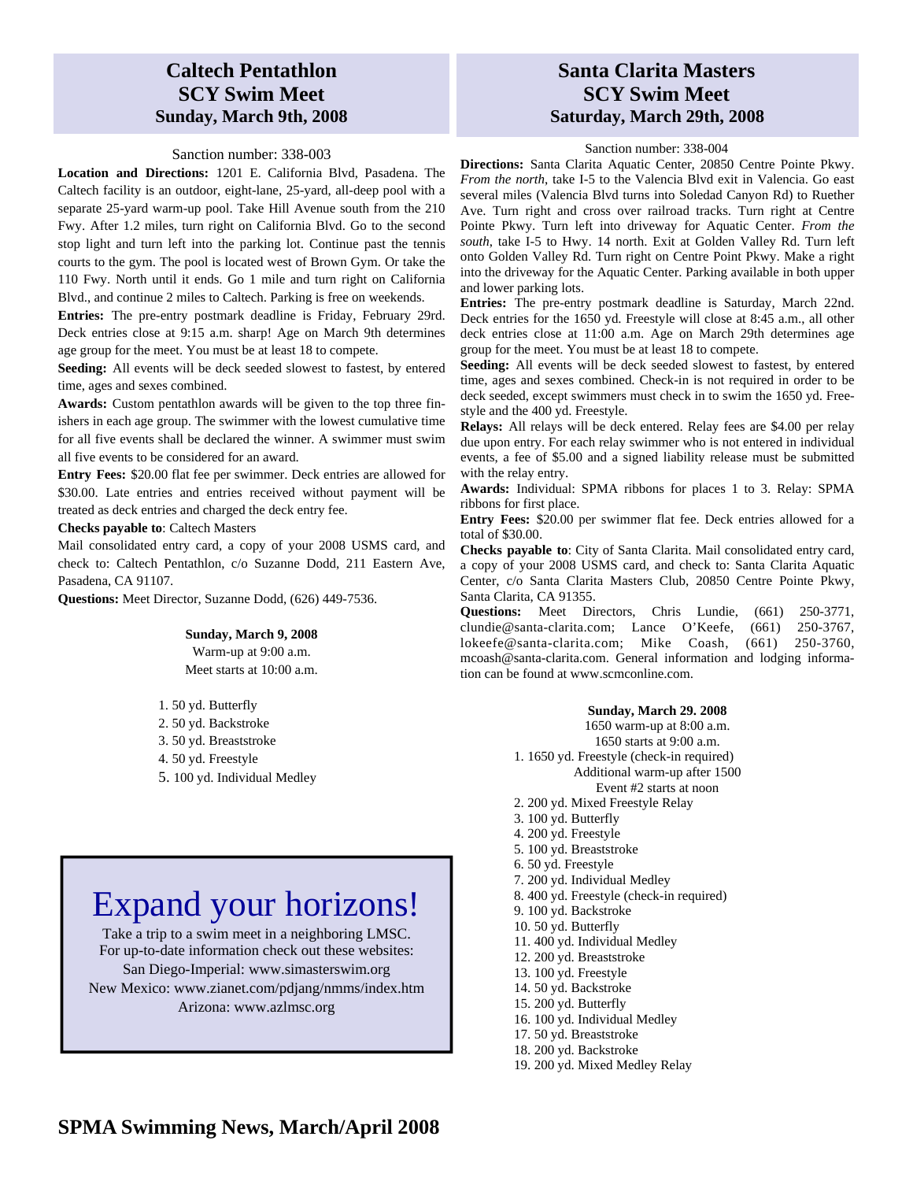## Caltech Pentathlon
## SCY Swim Meet
### Sunday, March 9th, 2008

Sanction number: 338-003

**Location and Directions:** 1201 E. California Blvd, Pasadena. The Caltech facility is an outdoor, eight-lane, 25-yard, all-deep pool with a separate 25-yard warm-up pool. Take Hill Avenue south from the 210 Fwy. After 1.2 miles, turn right on California Blvd. Go to the second stop light and turn left into the parking lot. Continue past the tennis courts to the gym. The pool is located west of Brown Gym. Or take the 110 Fwy. North until it ends. Go 1 mile and turn right on California Blvd., and continue 2 miles to Caltech. Parking is free on weekends.

**Entries:** The pre-entry postmark deadline is Friday, February 29rd. Deck entries close at 9:15 a.m. sharp! Age on March 9th determines age group for the meet. You must be at least 18 to compete.

**Seeding:** All events will be deck seeded slowest to fastest, by entered time, ages and sexes combined.

**Awards:** Custom pentathlon awards will be given to the top three finishers in each age group. The swimmer with the lowest cumulative time for all five events shall be declared the winner. A swimmer must swim all five events to be considered for an award.

**Entry Fees:** $20.00 flat fee per swimmer. Deck entries are allowed for $30.00. Late entries and entries received without payment will be treated as deck entries and charged the deck entry fee.

**Checks payable to**: Caltech Masters

Mail consolidated entry card, a copy of your 2008 USMS card, and check to: Caltech Pentathlon, c/o Suzanne Dodd, 211 Eastern Ave, Pasadena, CA 91107.

**Questions:** Meet Director, Suzanne Dodd, (626) 449-7536.

**Sunday, March 9, 2008**
Warm-up at 9:00 a.m.
Meet starts at 10:00 a.m.

1. 50 yd. Butterfly
2. 50 yd. Backstroke
3. 50 yd. Breaststroke
4. 50 yd. Freestyle
5. 100 yd. Individual Medley

## Expand your horizons!

Take a trip to a swim meet in a neighboring LMSC.
For up-to-date information check out these websites:
San Diego-Imperial: www.simasterswim.org
New Mexico: www.zianet.com/pdjang/nmms/index.htm
Arizona: www.azlmsc.org

## Santa Clarita Masters
## SCY Swim Meet
### Saturday, March 29th, 2008

Sanction number: 338-004

**Directions:** Santa Clarita Aquatic Center, 20850 Centre Pointe Pkwy. *From the north*, take I-5 to the Valencia Blvd exit in Valencia. Go east several miles (Valencia Blvd turns into Soledad Canyon Rd) to Ruether Ave. Turn right and cross over railroad tracks. Turn right at Centre Pointe Pkwy. Turn left into driveway for Aquatic Center. *From the south*, take I-5 to Hwy. 14 north. Exit at Golden Valley Rd. Turn left onto Golden Valley Rd. Turn right on Centre Point Pkwy. Make a right into the driveway for the Aquatic Center. Parking available in both upper and lower parking lots.

**Entries:** The pre-entry postmark deadline is Saturday, March 22nd. Deck entries for the 1650 yd. Freestyle will close at 8:45 a.m., all other deck entries close at 11:00 a.m. Age on March 29th determines age group for the meet. You must be at least 18 to compete.

**Seeding:** All events will be deck seeded slowest to fastest, by entered time, ages and sexes combined. Check-in is not required in order to be deck seeded, except swimmers must check in to swim the 1650 yd. Freestyle and the 400 yd. Freestyle.

**Relays:** All relays will be deck entered. Relay fees are $4.00 per relay due upon entry. For each relay swimmer who is not entered in individual events, a fee of $5.00 and a signed liability release must be submitted with the relay entry.

**Awards:** Individual: SPMA ribbons for places 1 to 3. Relay: SPMA ribbons for first place.

**Entry Fees:** $20.00 per swimmer flat fee. Deck entries allowed for a total of $30.00.

**Checks payable to**: City of Santa Clarita. Mail consolidated entry card, a copy of your 2008 USMS card, and check to: Santa Clarita Aquatic Center, c/o Santa Clarita Masters Club, 20850 Centre Pointe Pkwy, Santa Clarita, CA 91355.

**Questions:** Meet Directors, Chris Lundie, (661) 250-3771, clundie@santa-clarita.com; Lance O'Keefe, (661) 250-3767, lokeefe@santa-clarita.com; Mike Coash, (661) 250-3760, mcoash@santa-clarita.com. General information and lodging information can be found at www.scmconline.com.

**Sunday, March 29. 2008**
1650 warm-up at 8:00 a.m.
1650 starts at 9:00 a.m.

1. 1650 yd. Freestyle (check-in required)
   Additional warm-up after 1500
   Event #2 starts at noon
2. 200 yd. Mixed Freestyle Relay
3. 100 yd. Butterfly
4. 200 yd. Freestyle
5. 100 yd. Breaststroke
6. 50 yd. Freestyle
7. 200 yd. Individual Medley
8. 400 yd. Freestyle (check-in required)
9. 100 yd. Backstroke
10. 50 yd. Butterfly
11. 400 yd. Individual Medley
12. 200 yd. Breaststroke
13. 100 yd. Freestyle
14. 50 yd. Backstroke
15. 200 yd. Butterfly
16. 100 yd. Individual Medley
17. 50 yd. Breaststroke
18. 200 yd. Backstroke
19. 200 yd. Mixed Medley Relay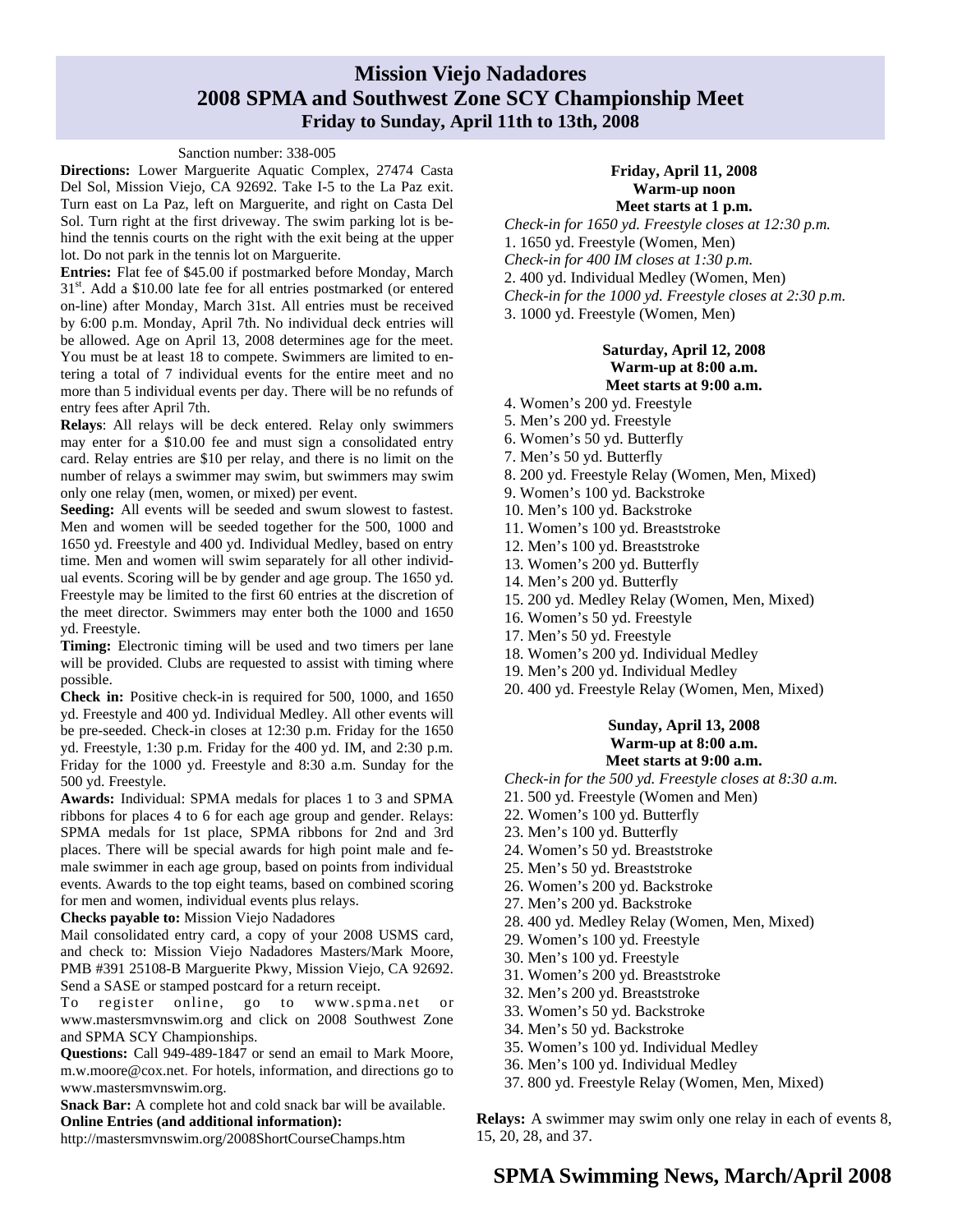# Mission Viejo Nadadores
## 2008 SPMA and Southwest Zone SCY Championship Meet
### Friday to Sunday, April 11th to 13th, 2008

Sanction number: 338-005

**Directions:** Lower Marguerite Aquatic Complex, 27474 Casta Del Sol, Mission Viejo, CA 92692. Take I-5 to the La Paz exit. Turn east on La Paz, left on Marguerite, and right on Casta Del Sol. Turn right at the first driveway. The swim parking lot is behind the tennis courts on the right with the exit being at the upper lot. Do not park in the tennis lot on Marguerite.

**Entries:** Flat fee of $45.00 if postmarked before Monday, March 31st. Add a $10.00 late fee for all entries postmarked (or entered on-line) after Monday, March 31st. All entries must be received by 6:00 p.m. Monday, April 7th. No individual deck entries will be allowed. Age on April 13, 2008 determines age for the meet. You must be at least 18 to compete. Swimmers are limited to entering a total of 7 individual events for the entire meet and no more than 5 individual events per day. There will be no refunds of entry fees after April 7th.

**Relays**: All relays will be deck entered. Relay only swimmers may enter for a $10.00 fee and must sign a consolidated entry card. Relay entries are $10 per relay, and there is no limit on the number of relays a swimmer may swim, but swimmers may swim only one relay (men, women, or mixed) per event.

**Seeding:** All events will be seeded and swum slowest to fastest. Men and women will be seeded together for the 500, 1000 and 1650 yd. Freestyle and 400 yd. Individual Medley, based on entry time. Men and women will swim separately for all other individual events. Scoring will be by gender and age group. The 1650 yd. Freestyle may be limited to the first 60 entries at the discretion of the meet director. Swimmers may enter both the 1000 and 1650 yd. Freestyle.

**Timing:** Electronic timing will be used and two timers per lane will be provided. Clubs are requested to assist with timing where possible.

**Check in:** Positive check-in is required for 500, 1000, and 1650 yd. Freestyle and 400 yd. Individual Medley. All other events will be pre-seeded. Check-in closes at 12:30 p.m. Friday for the 1650 yd. Freestyle, 1:30 p.m. Friday for the 400 yd. IM, and 2:30 p.m. Friday for the 1000 yd. Freestyle and 8:30 a.m. Sunday for the 500 yd. Freestyle.

**Awards:** Individual: SPMA medals for places 1 to 3 and SPMA ribbons for places 4 to 6 for each age group and gender. Relays: SPMA medals for 1st place, SPMA ribbons for 2nd and 3rd places. There will be special awards for high point male and female swimmer in each age group, based on points from individual events. Awards to the top eight teams, based on combined scoring for men and women, individual events plus relays.

**Checks payable to:** Mission Viejo Nadadores

Mail consolidated entry card, a copy of your 2008 USMS card, and check to: Mission Viejo Nadadores Masters/Mark Moore, PMB #391 25108-B Marguerite Pkwy, Mission Viejo, CA 92692. Send a SASE or stamped postcard for a return receipt.

To register online, go to www.spma.net or www.mastersmvnswim.org and click on 2008 Southwest Zone and SPMA SCY Championships.

**Questions:** Call 949-489-1847 or send an email to Mark Moore, m.w.moore@cox.net. For hotels, information, and directions go to www.mastersmvnswim.org.

**Snack Bar:** A complete hot and cold snack bar will be available.

**Online Entries (and additional information):**

http://mastersmvnswim.org/2008ShortCourseChamps.htm

**Friday, April 11, 2008**
**Warm-up noon**
**Meet starts at 1 p.m.**

*Check-in for 1650 yd. Freestyle closes at 12:30 p.m.*
1. 1650 yd. Freestyle (Women, Men)
*Check-in for 400 IM closes at 1:30 p.m.*
2. 400 yd. Individual Medley (Women, Men)
*Check-in for the 1000 yd. Freestyle closes at 2:30 p.m.*
3. 1000 yd. Freestyle (Women, Men)

**Saturday, April 12, 2008**
**Warm-up at 8:00 a.m.**
**Meet starts at 9:00 a.m.**

4. Women's 200 yd. Freestyle
5. Men's 200 yd. Freestyle
6. Women's 50 yd. Butterfly
7. Men's 50 yd. Butterfly
8. 200 yd. Freestyle Relay (Women, Men, Mixed)
9. Women's 100 yd. Backstroke
10. Men's 100 yd. Backstroke
11. Women's 100 yd. Breaststroke
12. Men's 100 yd. Breaststroke
13. Women's 200 yd. Butterfly
14. Men's 200 yd. Butterfly
15. 200 yd. Medley Relay (Women, Men, Mixed)
16. Women's 50 yd. Freestyle
17. Men's 50 yd. Freestyle
18. Women's 200 yd. Individual Medley
19. Men's 200 yd. Individual Medley
20. 400 yd. Freestyle Relay (Women, Men, Mixed)

**Sunday, April 13, 2008**
**Warm-up at 8:00 a.m.**
**Meet starts at 9:00 a.m.**

*Check-in for the 500 yd. Freestyle closes at 8:30 a.m.*
21. 500 yd. Freestyle (Women and Men)
22. Women's 100 yd. Butterfly
23. Men's 100 yd. Butterfly
24. Women's 50 yd. Breaststroke
25. Men's 50 yd. Breaststroke
26. Women's 200 yd. Backstroke
27. Men's 200 yd. Backstroke
28. 400 yd. Medley Relay (Women, Men, Mixed)
29. Women's 100 yd. Freestyle
30. Men's 100 yd. Freestyle
31. Women's 200 yd. Breaststroke
32. Men's 200 yd. Breaststroke
33. Women's 50 yd. Backstroke
34. Men's 50 yd. Backstroke
35. Women's 100 yd. Individual Medley
36. Men's 100 yd. Individual Medley
37. 800 yd. Freestyle Relay (Women, Men, Mixed)

**Relays:** A swimmer may swim only one relay in each of events 8, 15, 20, 28, and 37.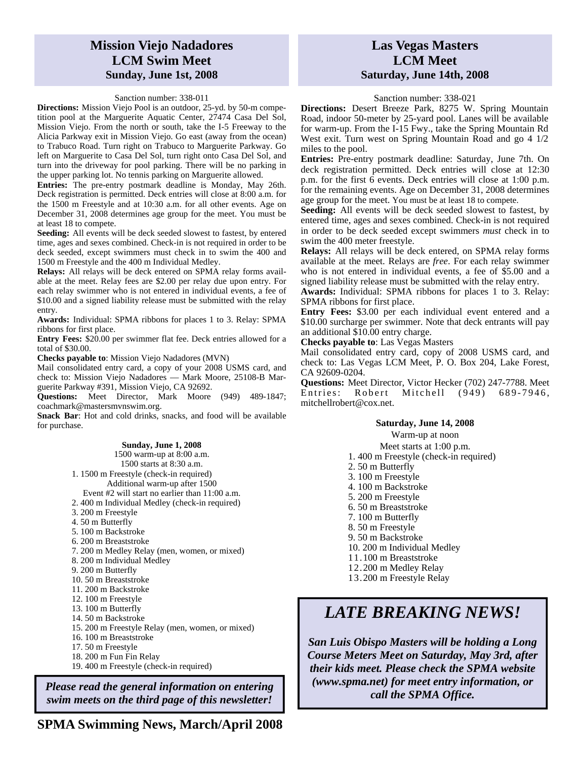## Mission Viejo Nadadores LCM Swim Meet
### Sunday, June 1st, 2008

Sanction number: 338-011

**Directions:** Mission Viejo Pool is an outdoor, 25-yd. by 50-m competition pool at the Marguerite Aquatic Center, 27474 Casa Del Sol, Mission Viejo. From the north or south, take the I-5 Freeway to the Alicia Parkway exit in Mission Viejo. Go east (away from the ocean) to Trabuco Road. Turn right on Trabuco to Marguerite Parkway. Go left on Marguerite to Casa Del Sol, turn right onto Casa Del Sol, and turn into the driveway for pool parking. There will be no parking in the upper parking lot. No tennis parking on Marguerite allowed.

**Entries:** The pre-entry postmark deadline is Monday, May 26th. Deck registration is permitted. Deck entries will close at 8:00 a.m. for the 1500 m Freestyle and at 10:30 a.m. for all other events. Age on December 31, 2008 determines age group for the meet. You must be at least 18 to compete.

**Seeding:** All events will be deck seeded slowest to fastest, by entered time, ages and sexes combined. Check-in is not required in order to be deck seeded, except swimmers must check in to swim the 400 and 1500 m Freestyle and the 400 m Individual Medley.

**Relays:** All relays will be deck entered on SPMA relay forms available at the meet. Relay fees are $2.00 per relay due upon entry. For each relay swimmer who is not entered in individual events, a fee of $10.00 and a signed liability release must be submitted with the relay entry.

**Awards:** Individual: SPMA ribbons for places 1 to 3. Relay: SPMA ribbons for first place.

**Entry Fees:** $20.00 per swimmer flat fee. Deck entries allowed for a total of $30.00.

**Checks payable to**: Mission Viejo Nadadores (MVN)

Mail consolidated entry card, a copy of your 2008 USMS card, and check to: Mission Viejo Nadadores — Mark Moore, 25108-B Marguerite Parkway #391, Mission Viejo, CA 92692.

**Questions:** Meet Director, Mark Moore (949) 489-1847; coachmark@mastersmvnswim.org.

**Snack Bar**: Hot and cold drinks, snacks, and food will be available for purchase.

**Sunday, June 1, 2008**

1500 warm-up at 8:00 a.m.
1500 starts at 8:30 a.m.

1. 1500 m Freestyle (check-in required)
   Additional warm-up after 1500
   Event #2 will start no earlier than 11:00 a.m.
2. 400 m Individual Medley (check-in required)
3. 200 m Freestyle
4. 50 m Butterfly
5. 100 m Backstroke
6. 200 m Breaststroke
7. 200 m Medley Relay (men, women, or mixed)
8. 200 m Individual Medley
9. 200 m Butterfly
10. 50 m Breaststroke
11. 200 m Backstroke
12. 100 m Freestyle
13. 100 m Butterfly
14. 50 m Backstroke
15. 200 m Freestyle Relay (men, women, or mixed)
16. 100 m Breaststroke
17. 50 m Freestyle
18. 200 m Fun Fin Relay
19. 400 m Freestyle (check-in required)

***Please read the general information on entering swim meets on the third page of this newsletter!***

## Las Vegas Masters LCM Meet
### Saturday, June 14th, 2008

Sanction number: 338-021

**Directions:** Desert Breeze Park, 8275 W. Spring Mountain Road, indoor 50-meter by 25-yard pool. Lanes will be available for warm-up. From the I-15 Fwy., take the Spring Mountain Rd West exit. Turn west on Spring Mountain Road and go 4 1/2 miles to the pool.

**Entries:** Pre-entry postmark deadline: Saturday, June 7th. On deck registration permitted. Deck entries will close at 12:30 p.m. for the first 6 events. Deck entries will close at 1:00 p.m. for the remaining events. Age on December 31, 2008 determines age group for the meet. You must be at least 18 to compete.

**Seeding:** All events will be deck seeded slowest to fastest, by entered time, ages and sexes combined. Check-in is not required in order to be deck seeded except swimmers *must* check in to swim the 400 meter freestyle.

**Relays:** All relays will be deck entered, on SPMA relay forms available at the meet. Relays are *free*. For each relay swimmer who is not entered in individual events, a fee of $5.00 and a signed liability release must be submitted with the relay entry.

**Awards:** Individual: SPMA ribbons for places 1 to 3. Relay: SPMA ribbons for first place.

**Entry Fees:** $3.00 per each individual event entered and a $10.00 surcharge per swimmer. Note that deck entrants will pay an additional $10.00 entry charge.

**Checks payable to**: Las Vegas Masters

Mail consolidated entry card, copy of 2008 USMS card, and check to: Las Vegas LCM Meet, P. O. Box 204, Lake Forest, CA 92609-0204.

**Questions:** Meet Director, Victor Hecker (702) 247-7788. Meet Entries: Robert Mitchell (949) 689-7946, mitchellrobert@cox.net.

**Saturday, June 14, 2008**

Warm-up at noon
Meet starts at 1:00 p.m.

1. 400 m Freestyle (check-in required)
2. 50 m Butterfly
3. 100 m Freestyle
4. 100 m Backstroke
5. 200 m Freestyle
6. 50 m Breaststroke
7. 100 m Butterfly
8. 50 m Freestyle
9. 50 m Backstroke
10. 200 m Individual Medley
11. 100 m Breaststroke
12. 200 m Medley Relay
13. 200 m Freestyle Relay

## *LATE BREAKING NEWS!*

***San Luis Obispo Masters will be holding a Long Course Meters Meet on Saturday, May 3rd, after their kids meet. Please check the SPMA website (www.spma.net) for meet entry information, or call the SPMA Office.***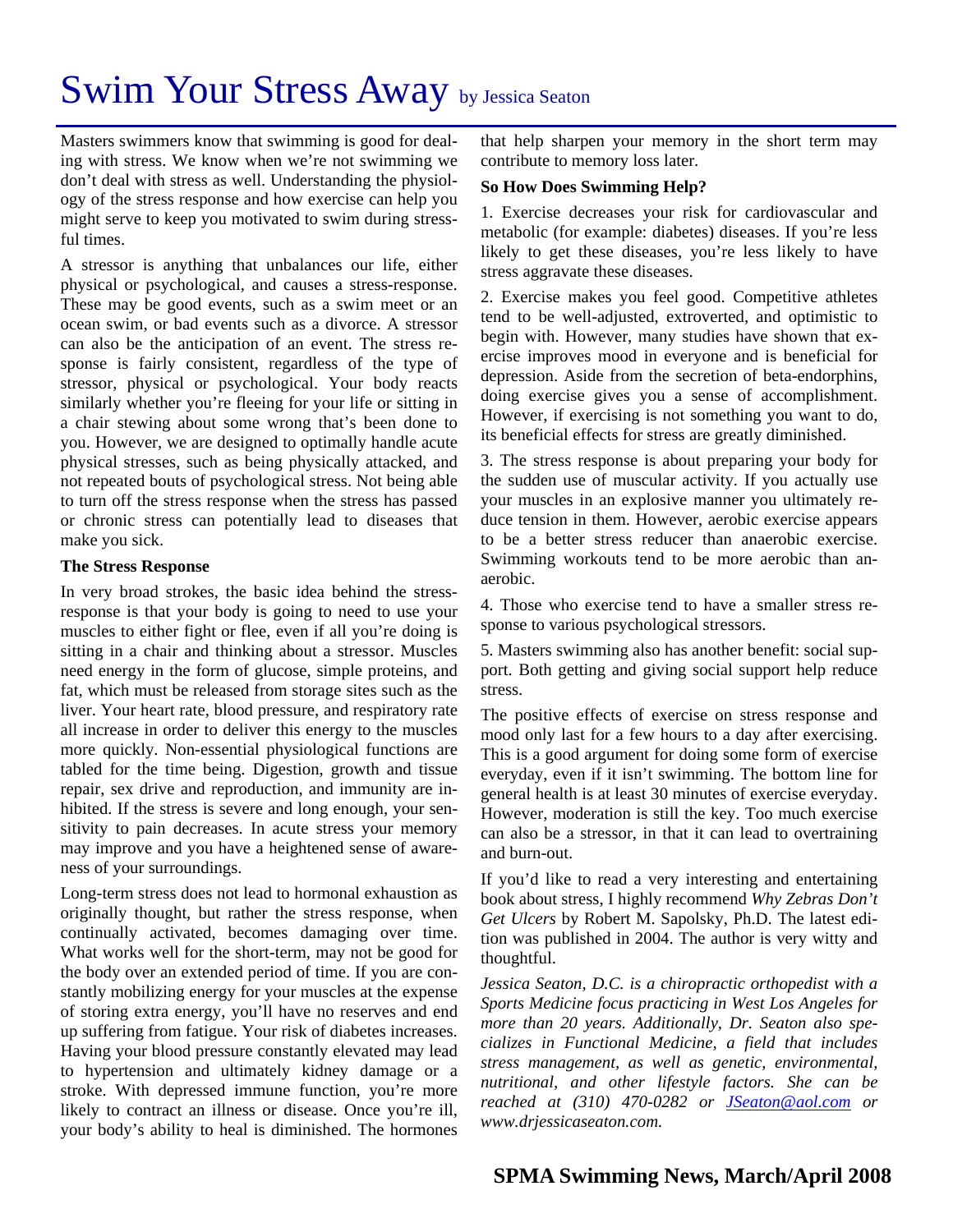# Swim Your Stress Away by Jessica Seaton

Masters swimmers know that swimming is good for dealing with stress. We know when we're not swimming we don't deal with stress as well. Understanding the physiology of the stress response and how exercise can help you might serve to keep you motivated to swim during stressful times.

A stressor is anything that unbalances our life, either physical or psychological, and causes a stress-response. These may be good events, such as a swim meet or an ocean swim, or bad events such as a divorce. A stressor can also be the anticipation of an event. The stress response is fairly consistent, regardless of the type of stressor, physical or psychological. Your body reacts similarly whether you're fleeing for your life or sitting in a chair stewing about some wrong that's been done to you. However, we are designed to optimally handle acute physical stresses, such as being physically attacked, and not repeated bouts of psychological stress. Not being able to turn off the stress response when the stress has passed or chronic stress can potentially lead to diseases that make you sick.

**The Stress Response**

In very broad strokes, the basic idea behind the stress-response is that your body is going to need to use your muscles to either fight or flee, even if all you're doing is sitting in a chair and thinking about a stressor. Muscles need energy in the form of glucose, simple proteins, and fat, which must be released from storage sites such as the liver. Your heart rate, blood pressure, and respiratory rate all increase in order to deliver this energy to the muscles more quickly. Non-essential physiological functions are tabled for the time being. Digestion, growth and tissue repair, sex drive and reproduction, and immunity are inhibited. If the stress is severe and long enough, your sensitivity to pain decreases. In acute stress your memory may improve and you have a heightened sense of awareness of your surroundings.

Long-term stress does not lead to hormonal exhaustion as originally thought, but rather the stress response, when continually activated, becomes damaging over time. What works well for the short-term, may not be good for the body over an extended period of time. If you are constantly mobilizing energy for your muscles at the expense of storing extra energy, you'll have no reserves and end up suffering from fatigue. Your risk of diabetes increases. Having your blood pressure constantly elevated may lead to hypertension and ultimately kidney damage or a stroke. With depressed immune function, you're more likely to contract an illness or disease. Once you're ill, your body's ability to heal is diminished. The hormones that help sharpen your memory in the short term may contribute to memory loss later.

**So How Does Swimming Help?**

1. Exercise decreases your risk for cardiovascular and metabolic (for example: diabetes) diseases. If you're less likely to get these diseases, you're less likely to have stress aggravate these diseases.

2. Exercise makes you feel good. Competitive athletes tend to be well-adjusted, extroverted, and optimistic to begin with. However, many studies have shown that exercise improves mood in everyone and is beneficial for depression. Aside from the secretion of beta-endorphins, doing exercise gives you a sense of accomplishment. However, if exercising is not something you want to do, its beneficial effects for stress are greatly diminished.

3. The stress response is about preparing your body for the sudden use of muscular activity. If you actually use your muscles in an explosive manner you ultimately reduce tension in them. However, aerobic exercise appears to be a better stress reducer than anaerobic exercise. Swimming workouts tend to be more aerobic than anaerobic.

4. Those who exercise tend to have a smaller stress response to various psychological stressors.

5. Masters swimming also has another benefit: social support. Both getting and giving social support help reduce stress.

The positive effects of exercise on stress response and mood only last for a few hours to a day after exercising. This is a good argument for doing some form of exercise everyday, even if it isn't swimming. The bottom line for general health is at least 30 minutes of exercise everyday. However, moderation is still the key. Too much exercise can also be a stressor, in that it can lead to overtraining and burn-out.

If you'd like to read a very interesting and entertaining book about stress, I highly recommend *Why Zebras Don't Get Ulcers* by Robert M. Sapolsky, Ph.D. The latest edition was published in 2004. The author is very witty and thoughtful.

*Jessica Seaton, D.C. is a chiropractic orthopedist with a Sports Medicine focus practicing in West Los Angeles for more than 20 years. Additionally, Dr. Seaton also specializes in Functional Medicine, a field that includes stress management, as well as genetic, environmental, nutritional, and other lifestyle factors. She can be reached at (310) 470-0282 or JSeaton@aol.com or www.drjessicaseaton.com.*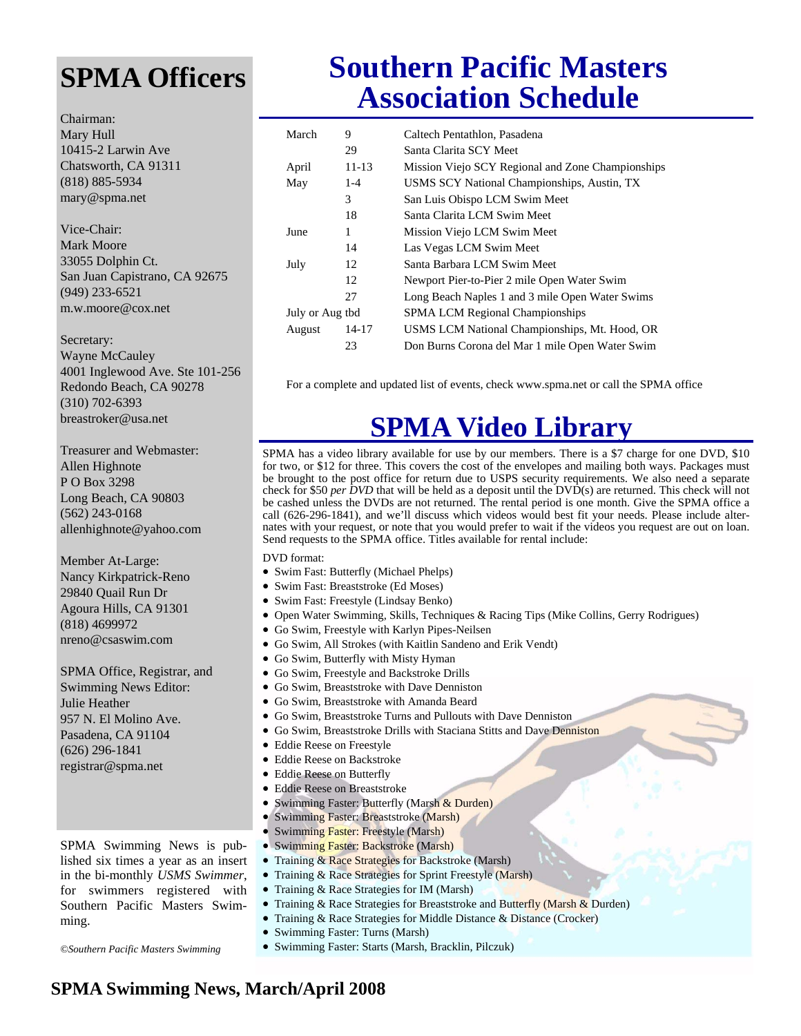# SPMA Officers

Chairman:
Mary Hull
10415-2 Larwin Ave
Chatsworth, CA 91311
(818) 885-5934
mary@spma.net

Vice-Chair:
Mark Moore
33055 Dolphin Ct.
San Juan Capistrano, CA 92675
(949) 233-6521
m.w.moore@cox.net

Secretary:
Wayne McCauley
4001 Inglewood Ave. Ste 101-256
Redondo Beach, CA 90278
(310) 702-6393
breastroker@usa.net

Treasurer and Webmaster:
Allen Highnote
P O Box 3298
Long Beach, CA 90803
(562) 243-0168
allenhighnote@yahoo.com

Member At-Large:
Nancy Kirkpatrick-Reno
29840 Quail Run Dr
Agoura Hills, CA 91301
(818) 4699972
nreno@csaswim.com

SPMA Office, Registrar, and Swimming News Editor:
Julie Heather
957 N. El Molino Ave.
Pasadena, CA 91104
(626) 296-1841
registrar@spma.net

SPMA Swimming News is published six times a year as an insert in the bi-monthly *USMS Swimmer*, for swimmers registered with Southern Pacific Masters Swimming.

*©Southern Pacific Masters Swimming*

# Southern Pacific Masters Association Schedule

| | | |
|---|---|---|
| March | 9 | Caltech Pentathlon, Pasadena |
| | 29 | Santa Clarita SCY Meet |
| April | 11-13 | Mission Viejo SCY Regional and Zone Championships |
| May | 1-4 | USMS SCY National Championships, Austin, TX |
| | 3 | San Luis Obispo LCM Swim Meet |
| | 18 | Santa Clarita LCM Swim Meet |
| June | 1 | Mission Viejo LCM Swim Meet |
| | 14 | Las Vegas LCM Swim Meet |
| July | 12 | Santa Barbara LCM Swim Meet |
| | 12 | Newport Pier-to-Pier 2 mile Open Water Swim |
| | 27 | Long Beach Naples 1 and 3 mile Open Water Swims |
| July or Aug | tbd | SPMA LCM Regional Championships |
| August | 14-17 | USMS LCM National Championships, Mt. Hood, OR |
| | 23 | Don Burns Corona del Mar 1 mile Open Water Swim |

For a complete and updated list of events, check www.spma.net or call the SPMA office

# SPMA Video Library

SPMA has a video library available for use by our members. There is a $7 charge for one DVD, $10 for two, or $12 for three. This covers the cost of the envelopes and mailing both ways. Packages must be brought to the post office for return due to USPS security requirements. We also need a separate check for $50 *per DVD* that will be held as a deposit until the DVD(s) are returned. This check will not be cashed unless the DVDs are not returned. The rental period is one month. Give the SPMA office a call (626-296-1841), and we'll discuss which videos would best fit your needs. Please include alternates with your request, or note that you would prefer to wait if the videos you request are out on loan. Send requests to the SPMA office. Titles available for rental include:

DVD format:

- Swim Fast: Butterfly (Michael Phelps)
- Swim Fast: Breaststroke (Ed Moses)
- Swim Fast: Freestyle (Lindsay Benko)
- Open Water Swimming, Skills, Techniques & Racing Tips (Mike Collins, Gerry Rodrigues)
- Go Swim, Freestyle with Karlyn Pipes-Neilsen
- Go Swim, All Strokes (with Kaitlin Sandeno and Erik Vendt)
- Go Swim, Butterfly with Misty Hyman
- Go Swim, Freestyle and Backstroke Drills
- Go Swim, Breaststroke with Dave Denniston
- Go Swim, Breaststroke with Amanda Beard
- Go Swim, Breaststroke Turns and Pullouts with Dave Denniston
- Go Swim, Breaststroke Drills with Staciana Stitts and Dave Denniston
- Eddie Reese on Freestyle
- Eddie Reese on Backstroke
- Eddie Reese on Butterfly
- Eddie Reese on Breaststroke
- Swimming Faster: Butterfly (Marsh & Durden)
- Swimming Faster: Breaststroke (Marsh)
- Swimming Faster: Freestyle (Marsh)
- Swimming Faster: Backstroke (Marsh)
- Training & Race Strategies for Backstroke (Marsh)
- Training & Race Strategies for Sprint Freestyle (Marsh)
- Training & Race Strategies for IM (Marsh)
- Training & Race Strategies for Breaststroke and Butterfly (Marsh & Durden)
- Training & Race Strategies for Middle Distance & Distance (Crocker)
- Swimming Faster: Turns (Marsh)
- Swimming Faster: Starts (Marsh, Bracklin, Pilczuk)